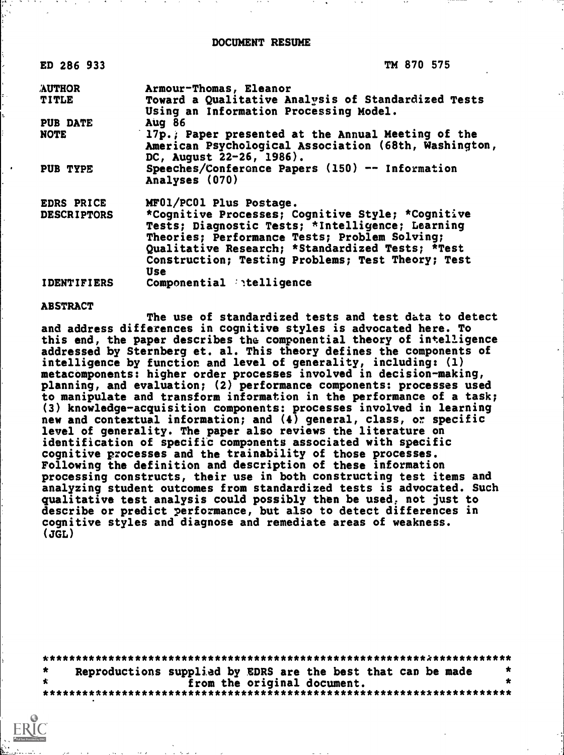# DOCUMENT RESUME

| | |
|---|---|
| ED 286 933 | TM 870 575 |
| AUTHOR | Armour-Thomas, Eleanor |
| TITLE | Toward a Qualitative Analysis of Standardized Tests Using an Information Processing Model. |
| PUB DATE | Aug 86 |
| NOTE | 17p.; Paper presented at the Annual Meeting of the American Psychological Association (68th, Washington, DC, August 22-26, 1986). |
| PUB TYPE | Speeches/Conference Papers (150) -- Information Analyses (070) |
| EDRS PRICE | MF01/PC01 Plus Postage. |
| DESCRIPTORS | *Cognitive Processes; Cognitive Style; *Cognitive Tests; Diagnostic Tests; *Intelligence; Learning Theories; Performance Tests; Problem Solving; Qualitative Research; *Standardized Tests; *Test Construction; Testing Problems; Test Theory; Test Use |
| IDENTIFIERS | Componential Intelligence |

## ABSTRACT

The use of standardized tests and test data to detect and address differences in cognitive styles is advocated here. To this end, the paper describes the componential theory of intelligence addressed by Sternberg et. al. This theory defines the components of intelligence by function and level of generality, including: (1) metacomponents: higher order processes involved in decision-making, planning, and evaluation; (2) performance components: processes used to manipulate and transform information in the performance of a task; (3) knowledge-acquisition components: processes involved in learning new and contextual information; and (4) general, class, or specific level of generality. The paper also reviews the literature on identification of specific components associated with specific cognitive processes and the trainability of those processes. Following the definition and description of these information processing constructs, their use in both constructing test items and analyzing student outcomes from standardized tests is advocated. Such qualitative test analysis could possibly then be used, not just to describe or predict performance, but also to detect differences in cognitive styles and diagnose and remediate areas of weakness. (JGL)

***********************************************************************
* Reproductions supplied by EDRS are the best that can be made *
* from the original document. *
***********************************************************************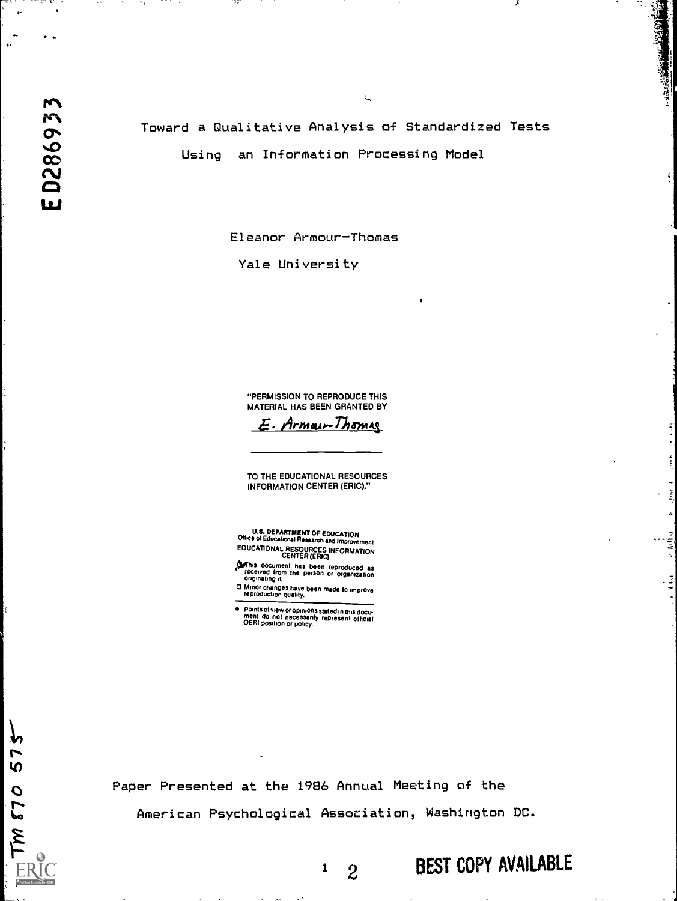ED286933

# Toward a Qualitative Analysis of Standardized Tests Using an Information Processing Model

Eleanor Armour-Thomas

Yale University

"PERMISSION TO REPRODUCE THIS MATERIAL HAS BEEN GRANTED BY

E. Armour-Thomas

TO THE EDUCATIONAL RESOURCES INFORMATION CENTER (ERIC)."

U.S. DEPARTMENT OF EDUCATION
Office of Educational Research and Improvement
EDUCATIONAL RESOURCES INFORMATION CENTER (ERIC)

This document has been reproduced as received from the person or organization originating it.

Minor changes have been made to improve reproduction quality.

Points of view or opinions stated in this document do not necessarily represent official OERI position or policy.

Paper Presented at the 1986 Annual Meeting of the American Psychological Association, Washington DC.

TM 870 575

BEST COPY AVAILABLE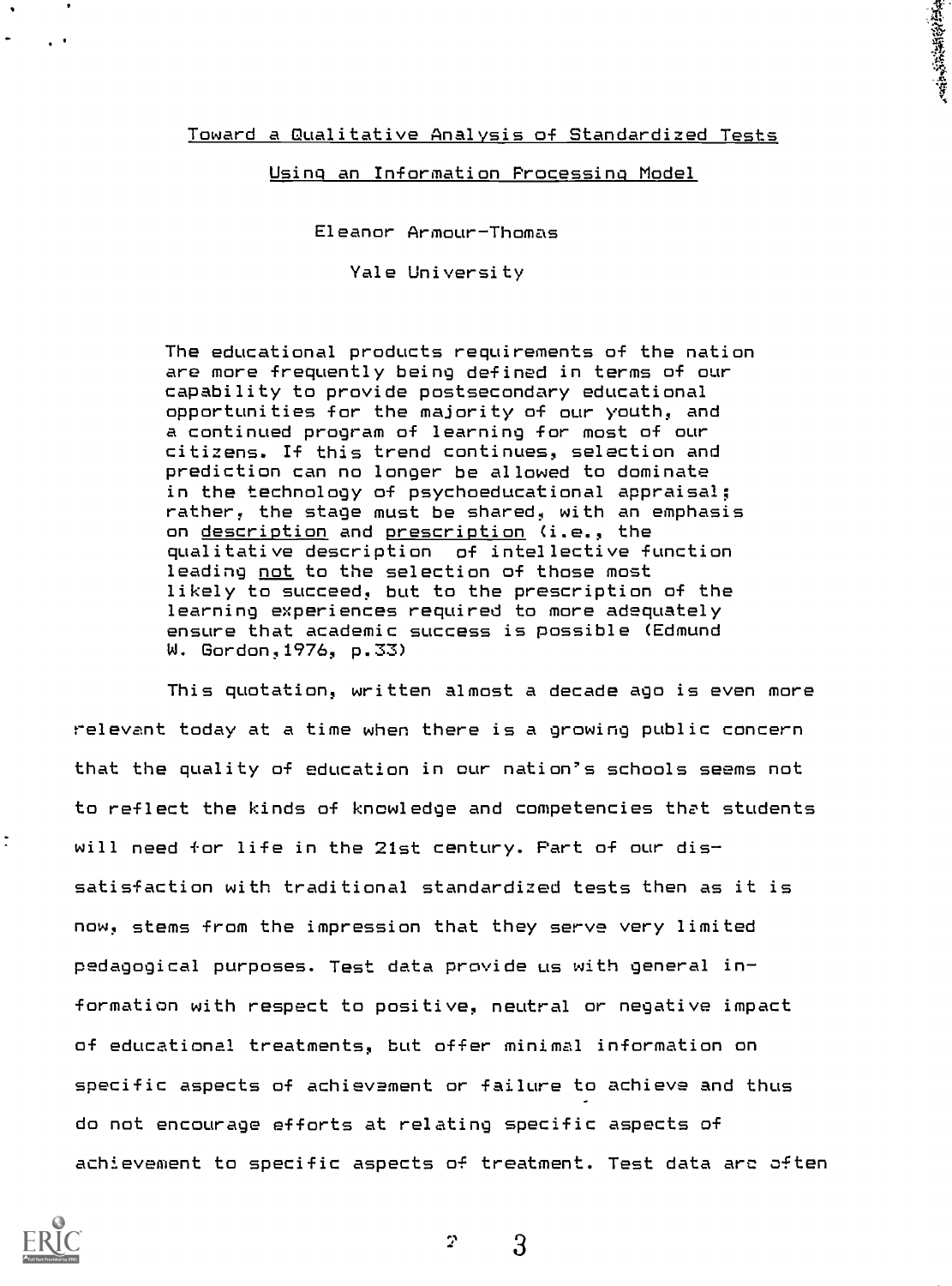# Toward a Qualitative Analysis of Standardized Tests Using an Information Processing Model

Eleanor Armour-Thomas

Yale University

> The educational products requirements of the nation are more frequently being defined in terms of our capability to provide postsecondary educational opportunities for the majority of our youth, and a continued program of learning for most of our citizens. If this trend continues, selection and prediction can no longer be allowed to dominate in the technology of psychoeducational appraisal; rather, the stage must be shared, with an emphasis on description and prescription (i.e., the qualitative description of intellective function leading not to the selection of those most likely to succeed, but to the prescription of the learning experiences required to more adequately ensure that academic success is possible (Edmund W. Gordon, 1976, p.33)

This quotation, written almost a decade ago is even more relevant today at a time when there is a growing public concern that the quality of education in our nation's schools seems not to reflect the kinds of knowledge and competencies that students will need for life in the 21st century. Part of our dissatisfaction with traditional standardized tests then as it is now, stems from the impression that they serve very limited pedagogical purposes. Test data provide us with general information with respect to positive, neutral or negative impact of educational treatments, but offer minimal information on specific aspects of achievement or failure to achieve and thus do not encourage efforts at relating specific aspects of achievement to specific aspects of treatment. Test data are often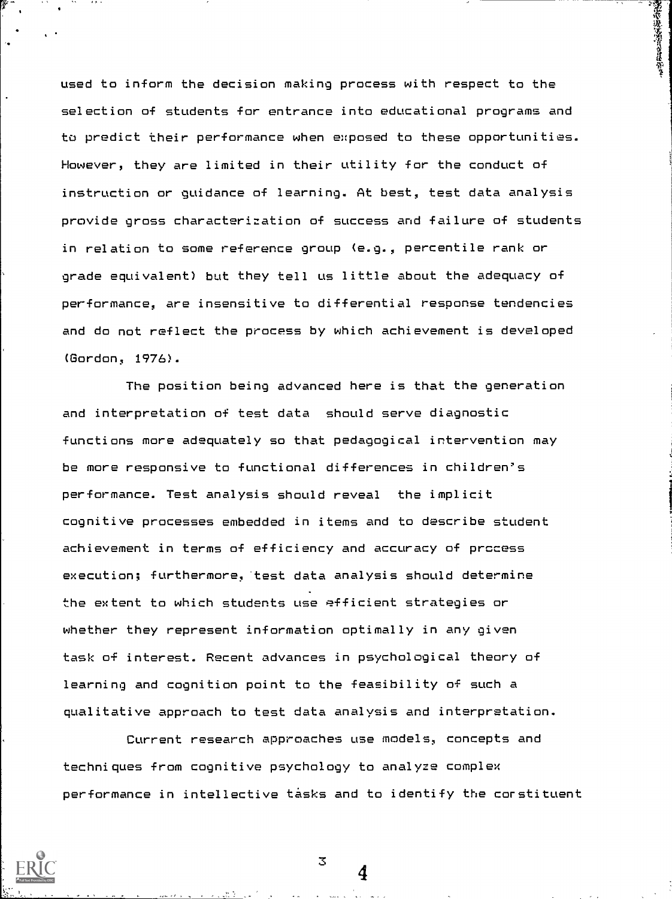used to inform the decision making process with respect to the selection of students for entrance into educational programs and to predict their performance when exposed to these opportunities. However, they are limited in their utility for the conduct of instruction or guidance of learning. At best, test data analysis provide gross characterization of success and failure of students in relation to some reference group (e.g., percentile rank or grade equivalent) but they tell us little about the adequacy of performance, are insensitive to differential response tendencies and do not reflect the process by which achievement is developed (Gordon, 1976).

The position being advanced here is that the generation and interpretation of test data should serve diagnostic functions more adequately so that pedagogical intervention may be more responsive to functional differences in children's performance. Test analysis should reveal the implicit cognitive processes embedded in items and to describe student achievement in terms of efficiency and accuracy of process execution; furthermore, test data analysis should determine the extent to which students use efficient strategies or whether they represent information optimally in any given task of interest. Recent advances in psychological theory of learning and cognition point to the feasibility of such a qualitative approach to test data analysis and interpretation.

Current research approaches use models, concepts and techniques from cognitive psychology to analyze complex performance in intellective tasks and to identify the constituent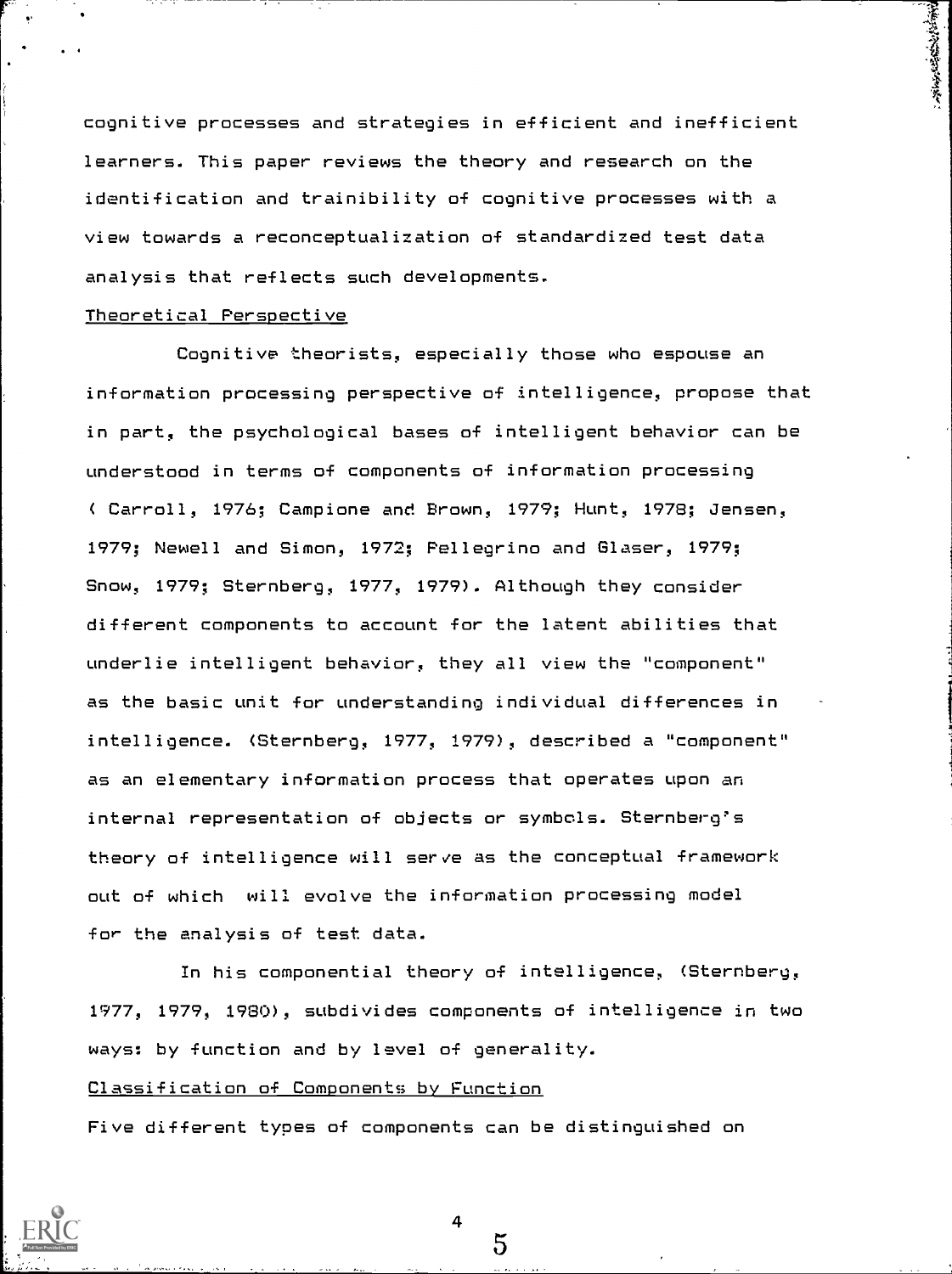cognitive processes and strategies in efficient and inefficient learners. This paper reviews the theory and research on the identification and trainibility of cognitive processes with a view towards a reconceptualization of standardized test data analysis that reflects such developments.

## Theoretical Perspective

Cognitive theorists, especially those who espouse an information processing perspective of intelligence, propose that in part, the psychological bases of intelligent behavior can be understood in terms of components of information processing ( Carroll, 1976; Campione and Brown, 1979; Hunt, 1978; Jensen, 1979; Newell and Simon, 1972; Pellegrino and Glaser, 1979; Snow, 1979; Sternberg, 1977, 1979). Although they consider different components to account for the latent abilities that underlie intelligent behavior, they all view the "component" as the basic unit for understanding individual differences in intelligence. (Sternberg, 1977, 1979), described a "component" as an elementary information process that operates upon an internal representation of objects or symbols. Sternberg's theory of intelligence will serve as the conceptual framework out of which will evolve the information processing model for the analysis of test data.

In his componential theory of intelligence, (Sternberg, 1977, 1979, 1980), subdivides components of intelligence in two ways: by function and by level of generality.

## Classification of Components by Function

Five different types of components can be distinguished on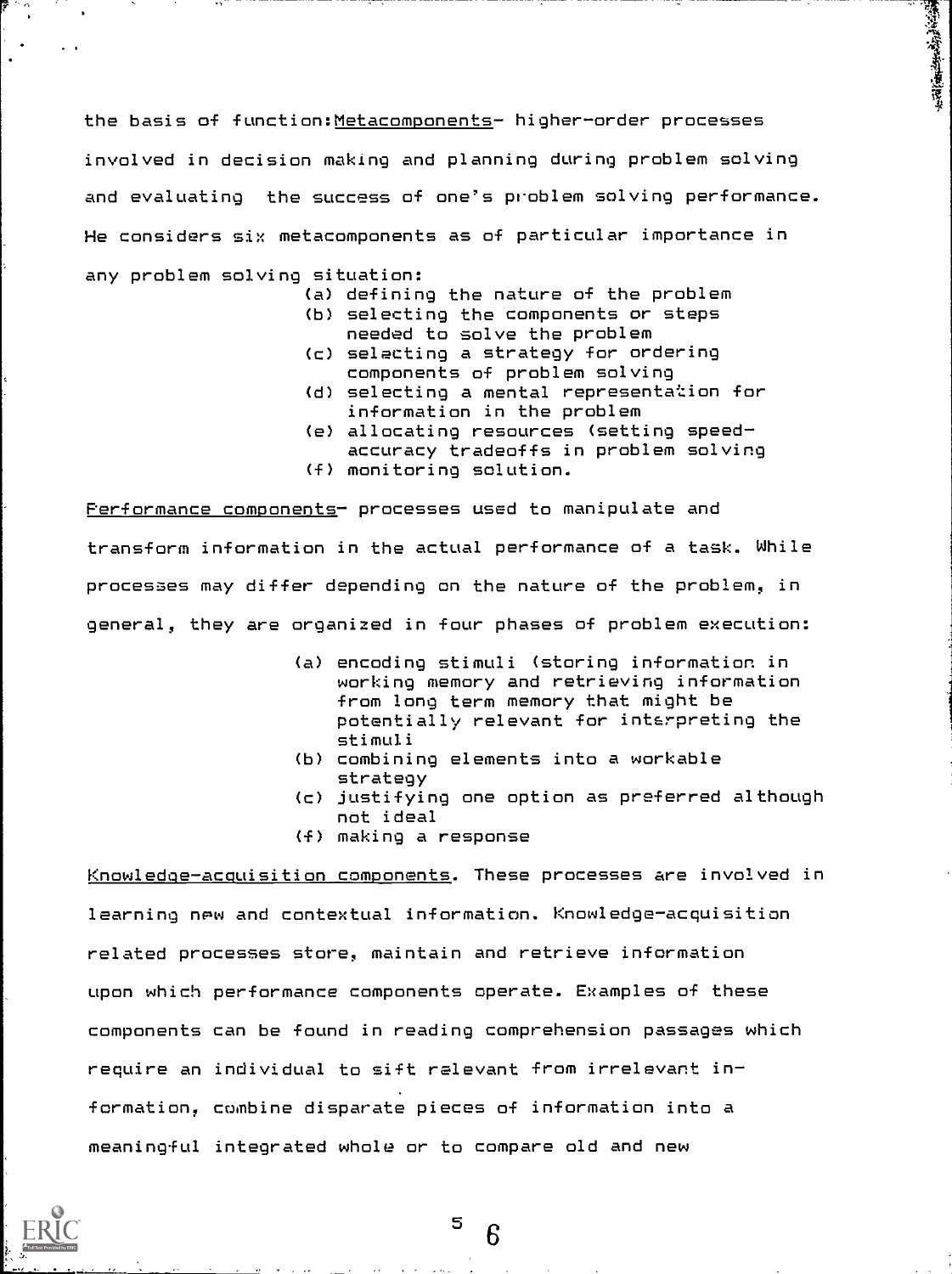the basis of function: Metacomponents- higher-order processes involved in decision making and planning during problem solving and evaluating the success of one's problem solving performance. He considers six metacomponents as of particular importance in any problem solving situation:

(a) defining the nature of the problem
(b) selecting the components or steps needed to solve the problem
(c) selecting a strategy for ordering components of problem solving
(d) selecting a mental representation for information in the problem
(e) allocating resources (setting speed-accuracy tradeoffs in problem solving
(f) monitoring solution.

Performance components- processes used to manipulate and transform information in the actual performance of a task. While processes may differ depending on the nature of the problem, in general, they are organized in four phases of problem execution:

(a) encoding stimuli (storing information in working memory and retrieving information from long term memory that might be potentially relevant for interpreting the stimuli
(b) combining elements into a workable strategy
(c) justifying one option as preferred although not ideal
(f) making a response

Knowledge-acquisition components. These processes are involved in learning new and contextual information. Knowledge-acquisition related processes store, maintain and retrieve information upon which performance components operate. Examples of these components can be found in reading comprehension passages which require an individual to sift relevant from irrelevant information, combine disparate pieces of information into a meaningful integrated whole or to compare old and new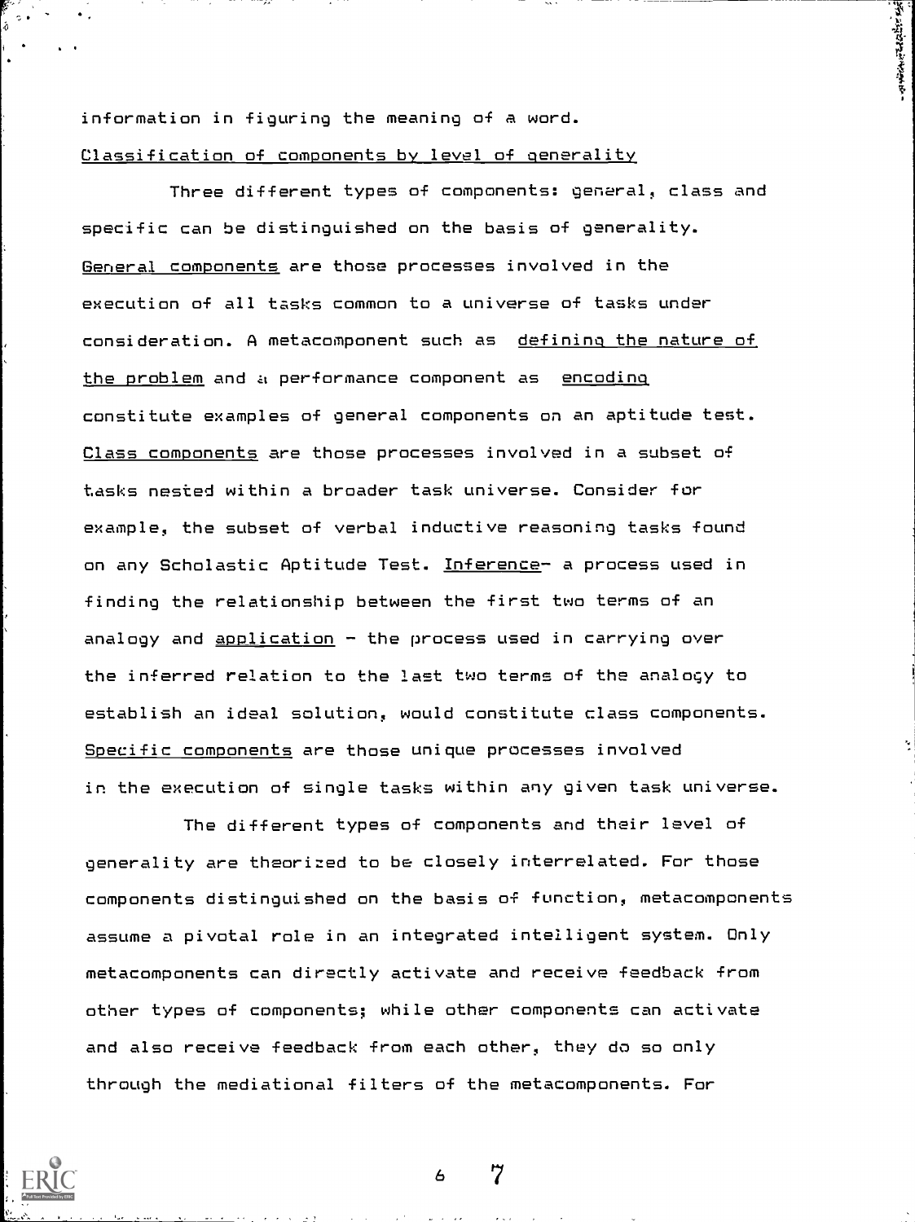information in figuring the meaning of a word.

Classification of components by level of generality

Three different types of components: general, class and specific can be distinguished on the basis of generality. General components are those processes involved in the execution of all tasks common to a universe of tasks under consideration. A metacomponent such as defining the nature of the problem and a performance component as encoding constitute examples of general components on an aptitude test. Class components are those processes involved in a subset of tasks nested within a broader task universe. Consider for example, the subset of verbal inductive reasoning tasks found on any Scholastic Aptitude Test. Inference- a process used in finding the relationship between the first two terms of an analogy and application - the process used in carrying over the inferred relation to the last two terms of the analogy to establish an ideal solution, would constitute class components. Specific components are those unique processes involved in the execution of single tasks within any given task universe.

The different types of components and their level of generality are theorized to be closely interrelated. For those components distinguished on the basis of function, metacomponents assume a pivotal role in an integrated intelligent system. Only metacomponents can directly activate and receive feedback from other types of components; while other components can activate and also receive feedback from each other, they do so only through the mediational filters of the metacomponents. For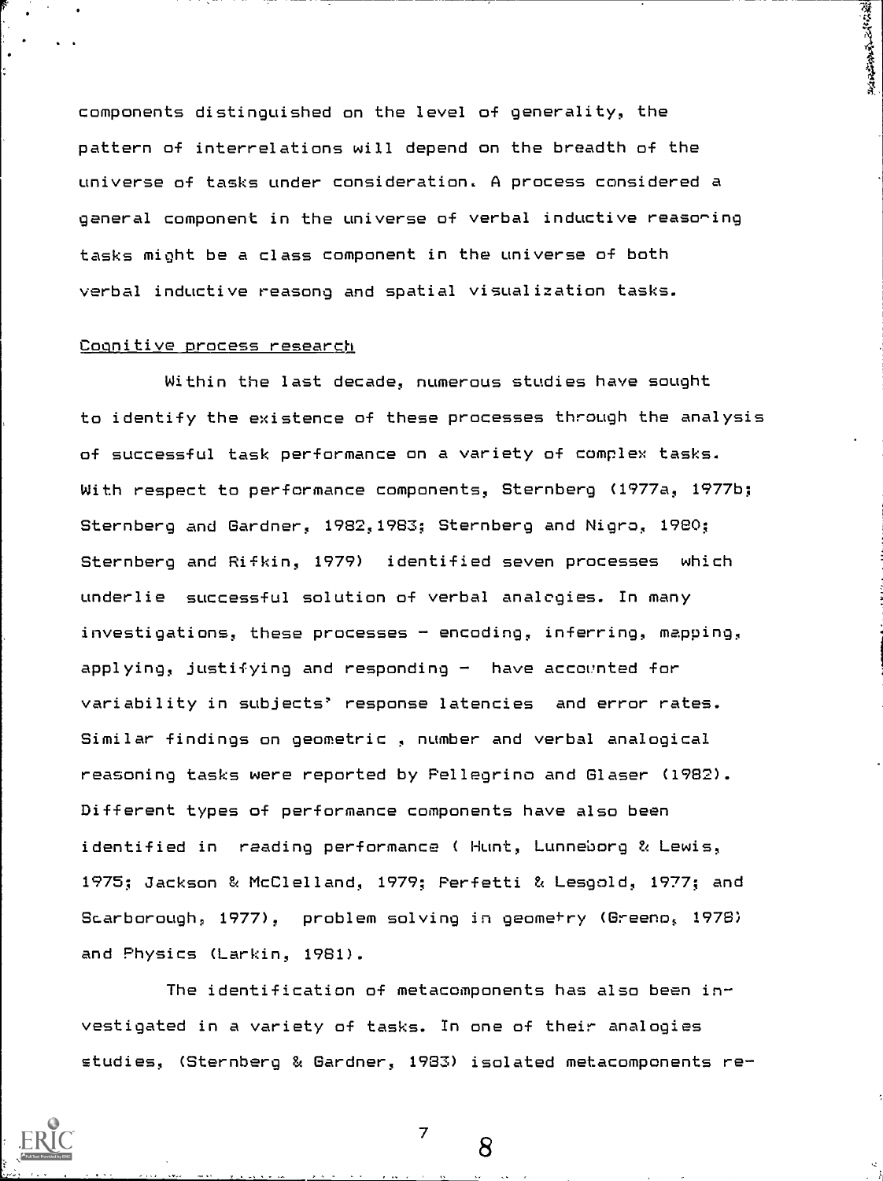components distinguished on the level of generality, the pattern of interrelations will depend on the breadth of the universe of tasks under consideration. A process considered a general component in the universe of verbal inductive reasoning tasks might be a class component in the universe of both verbal inductive reasong and spatial visualization tasks.

Cognitive process research

Within the last decade, numerous studies have sought to identify the existence of these processes through the analysis of successful task performance on a variety of complex tasks. With respect to performance components, Sternberg (1977a, 1977b; Sternberg and Gardner, 1982,1983; Sternberg and Nigro, 1980; Sternberg and Rifkin, 1979) identified seven processes which underlie successful solution of verbal analogies. In many investigations, these processes – encoding, inferring, mapping, applying, justifying and responding – have accounted for variability in subjects' response latencies and error rates. Similar findings on geometric , number and verbal analogical reasoning tasks were reported by Pellegrino and Glaser (1982). Different types of performance components have also been identified in reading performance ( Hunt, Lunneborg & Lewis, 1975; Jackson & McClelland, 1979; Perfetti & Lesgold, 1977; and Scarborough, 1977), problem solving in geometry (Greeno, 1978) and Physics (Larkin, 1981).

The identification of metacomponents has also been investigated in a variety of tasks. In one of their analogies studies, (Sternberg & Gardner, 1983) isolated metacomponents re-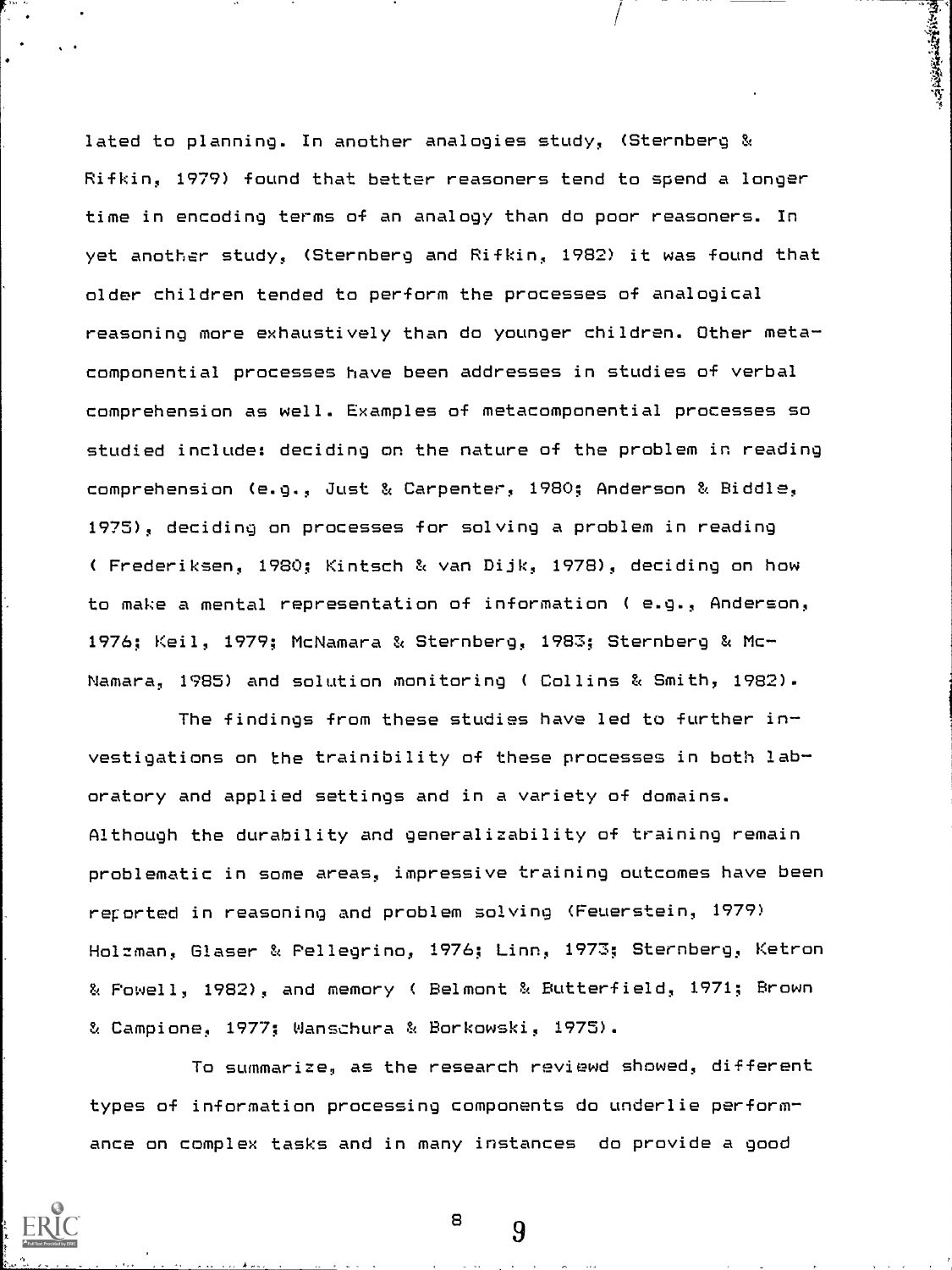lated to planning. In another analogies study, (Sternberg & Rifkin, 1979) found that better reasoners tend to spend a longer time in encoding terms of an analogy than do poor reasoners. In yet another study, (Sternberg and Rifkin, 1982) it was found that older children tended to perform the processes of analogical reasoning more exhaustively than do younger children. Other metacomponential processes have been addresses in studies of verbal comprehension as well. Examples of metacomponential processes so studied include: deciding on the nature of the problem in reading comprehension (e.g., Just & Carpenter, 1980; Anderson & Biddle, 1975), deciding on processes for solving a problem in reading ( Frederiksen, 1980; Kintsch & van Dijk, 1978), deciding on how to make a mental representation of information ( e.g., Anderson, 1976; Keil, 1979; McNamara & Sternberg, 1983; Sternberg & McNamara, 1985) and solution monitoring ( Collins & Smith, 1982).

The findings from these studies have led to further investigations on the trainibility of these processes in both laboratory and applied settings and in a variety of domains. Although the durability and generalizability of training remain problematic in some areas, impressive training outcomes have been reported in reasoning and problem solving (Feuerstein, 1979) Holzman, Glaser & Pellegrino, 1976; Linn, 1973; Sternberg, Ketron & Powell, 1982), and memory ( Belmont & Butterfield, 1971; Brown & Campione, 1977; Wanschura & Borkowski, 1975).

To summarize, as the research reviewd showed, different types of information processing components do underlie performance on complex tasks and in many instances do provide a good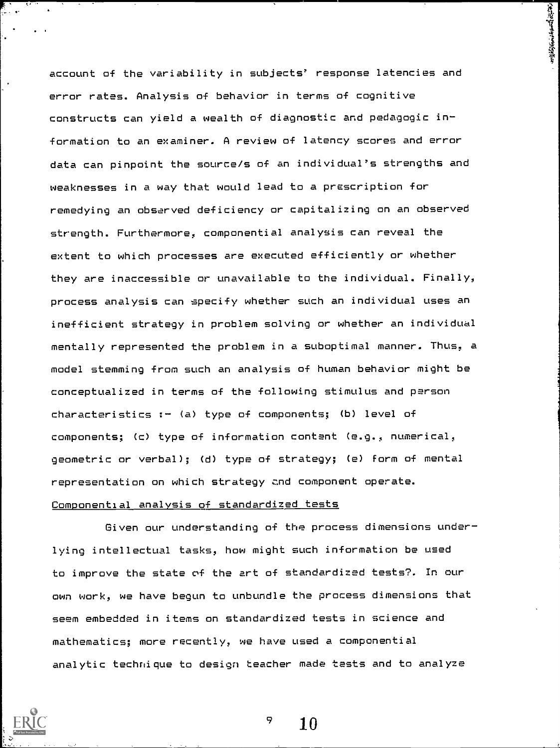account of the variability in subjects' response latencies and error rates. Analysis of behavior in terms of cognitive constructs can yield a wealth of diagnostic and pedagogic information to an examiner. A review of latency scores and error data can pinpoint the source/s of an individual's strengths and weaknesses in a way that would lead to a prescription for remedying an observed deficiency or capitalizing on an observed strength. Furthermore, componential analysis can reveal the extent to which processes are executed efficiently or whether they are inaccessible or unavailable to the individual. Finally, process analysis can specify whether such an individual uses an inefficient strategy in problem solving or whether an individual mentally represented the problem in a suboptimal manner. Thus, a model stemming from such an analysis of human behavior might be conceptualized in terms of the following stimulus and person characteristics :- (a) type of components; (b) level of components; (c) type of information content (e.g., numerical, geometric or verbal); (d) type of strategy; (e) form of mental representation on which strategy and component operate.

## Componential analysis of standardized tests

Given our understanding of the process dimensions underlying intellectual tasks, how might such information be used to improve the state of the art of standardized tests?. In our own work, we have begun to unbundle the process dimensions that seem embedded in items on standardized tests in science and mathematics; more recently, we have used a componential analytic technique to design teacher made tests and to analyze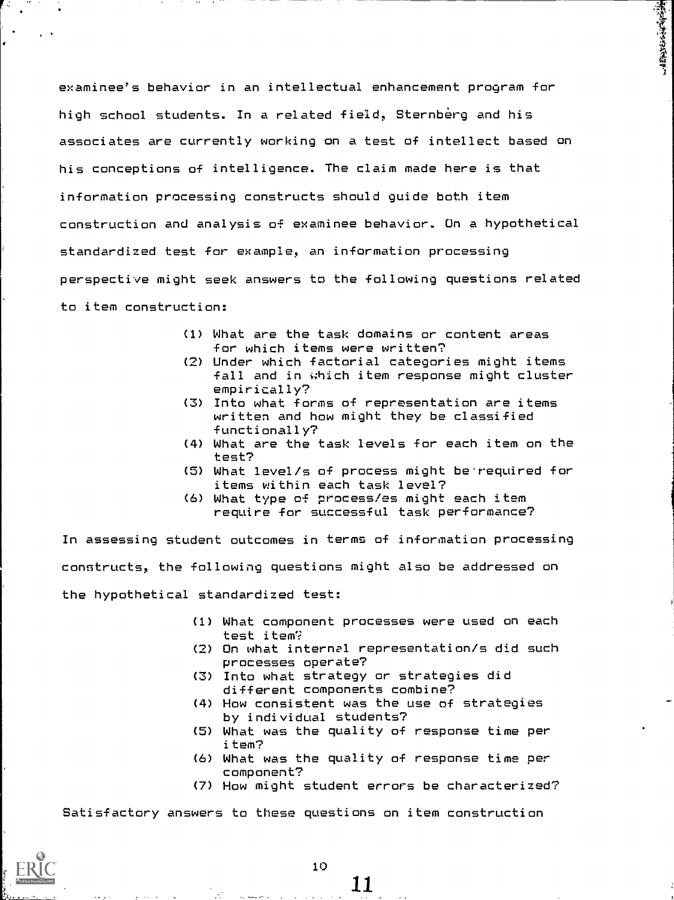examinee's behavior in an intellectual enhancement program for high school students. In a related field, Sternberg and his associates are currently working on a test of intellect based on his conceptions of intelligence. The claim made here is that information processing constructs should guide both item construction and analysis of examinee behavior. On a hypothetical standardized test for example, an information processing perspective might seek answers to the following questions related to item construction:

(1) What are the task domains or content areas for which items were written?
(2) Under which factorial categories might items fall and in which item response might cluster empirically?
(3) Into what forms of representation are items written and how might they be classified functionally?
(4) What are the task levels for each item on the test?
(5) What level/s of process might be required for items within each task level?
(6) What type of process/es might each item require for successful task performance?

In assessing student outcomes in terms of information processing constructs, the following questions might also be addressed on the hypothetical standardized test:

(1) What component processes were used on each test item?
(2) On what internal representation/s did such processes operate?
(3) Into what strategy or strategies did different components combine?
(4) How consistent was the use of strategies by individual students?
(5) What was the quality of response time per item?
(6) What was the quality of response time per component?
(7) How might student errors be characterized?

Satisfactory answers to these questions on item construction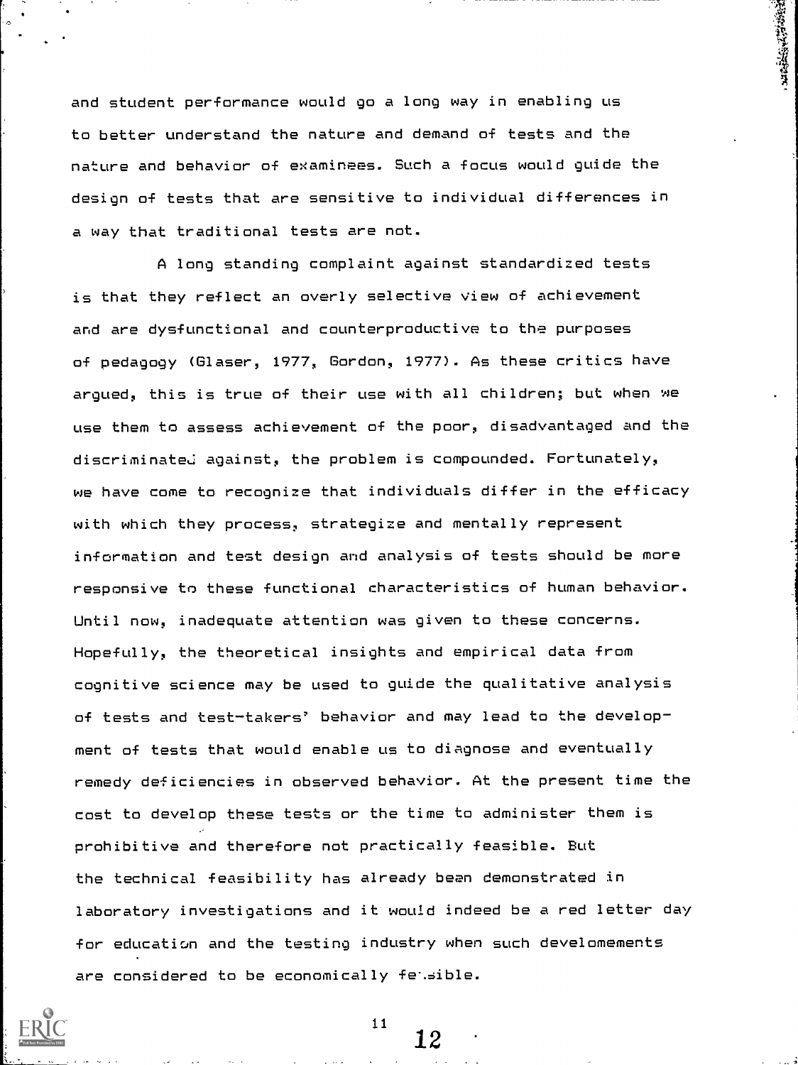and student performance would go a long way in enabling us to better understand the nature and demand of tests and the nature and behavior of examinees. Such a focus would guide the design of tests that are sensitive to individual differences in a way that traditional tests are not.

A long standing complaint against standardized tests is that they reflect an overly selective view of achievement and are dysfunctional and counterproductive to the purposes of pedagogy (Glaser, 1977, Gordon, 1977). As these critics have argued, this is true of their use with all children; but when we use them to assess achievement of the poor, disadvantaged and the discriminated against, the problem is compounded. Fortunately, we have come to recognize that individuals differ in the efficacy with which they process, strategize and mentally represent information and test design and analysis of tests should be more responsive to these functional characteristics of human behavior. Until now, inadequate attention was given to these concerns. Hopefully, the theoretical insights and empirical data from cognitive science may be used to guide the qualitative analysis of tests and test-takers' behavior and may lead to the development of tests that would enable us to diagnose and eventually remedy deficiencies in observed behavior. At the present time the cost to develop these tests or the time to administer them is prohibitive and therefore not practically feasible. But the technical feasibility has already been demonstrated in laboratory investigations and it would indeed be a red letter day for education and the testing industry when such develomements are considered to be economically feasible.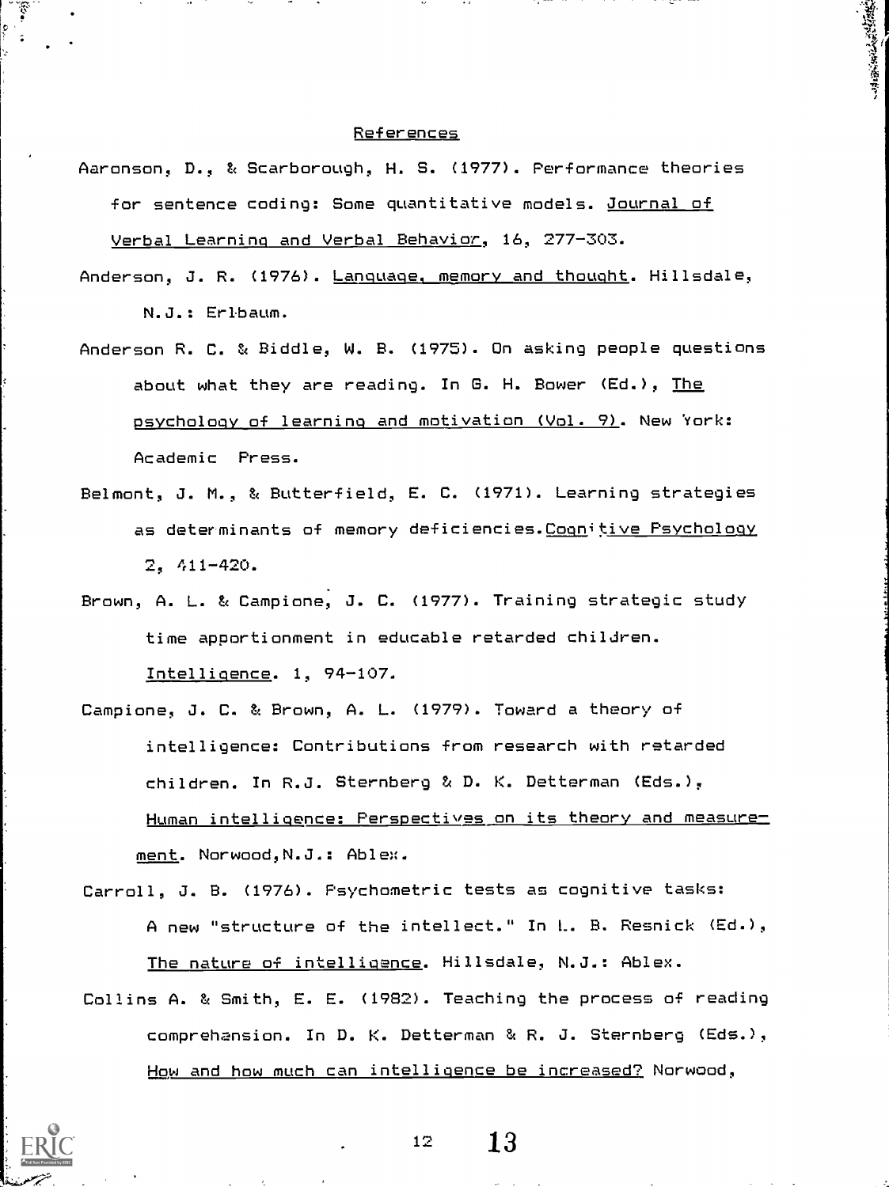## References

Aaronson, D., & Scarborough, H. S. (1977). Performance theories for sentence coding: Some quantitative models. Journal of Verbal Learning and Verbal Behavior, 16, 277-303.

Anderson, J. R. (1976). Language, memory and thought. Hillsdale, N.J.: Erlbaum.

Anderson R. C. & Biddle, W. B. (1975). On asking people questions about what they are reading. In G. H. Bower (Ed.), The psychology of learning and motivation (Vol. 9). New York: Academic Press.

Belmont, J. M., & Butterfield, E. C. (1971). Learning strategies as determinants of memory deficiencies. Cognitive Psychology 2, 411-420.

Brown, A. L. & Campione, J. C. (1977). Training strategic study time apportionment in educable retarded children. Intelligence. 1, 94-107.

Campione, J. C. & Brown, A. L. (1979). Toward a theory of intelligence: Contributions from research with retarded children. In R.J. Sternberg & D. K. Detterman (Eds.), Human intelligence: Perspectives on its theory and measurement. Norwood, N.J.: Ablex.

Carroll, J. B. (1976). Psychometric tests as cognitive tasks: A new "structure of the intellect." In L. B. Resnick (Ed.), The nature of intelligence. Hillsdale, N.J.: Ablex.

Collins A. & Smith, E. E. (1982). Teaching the process of reading comprehension. In D. K. Detterman & R. J. Sternberg (Eds.), How and how much can intelligence be increased? Norwood,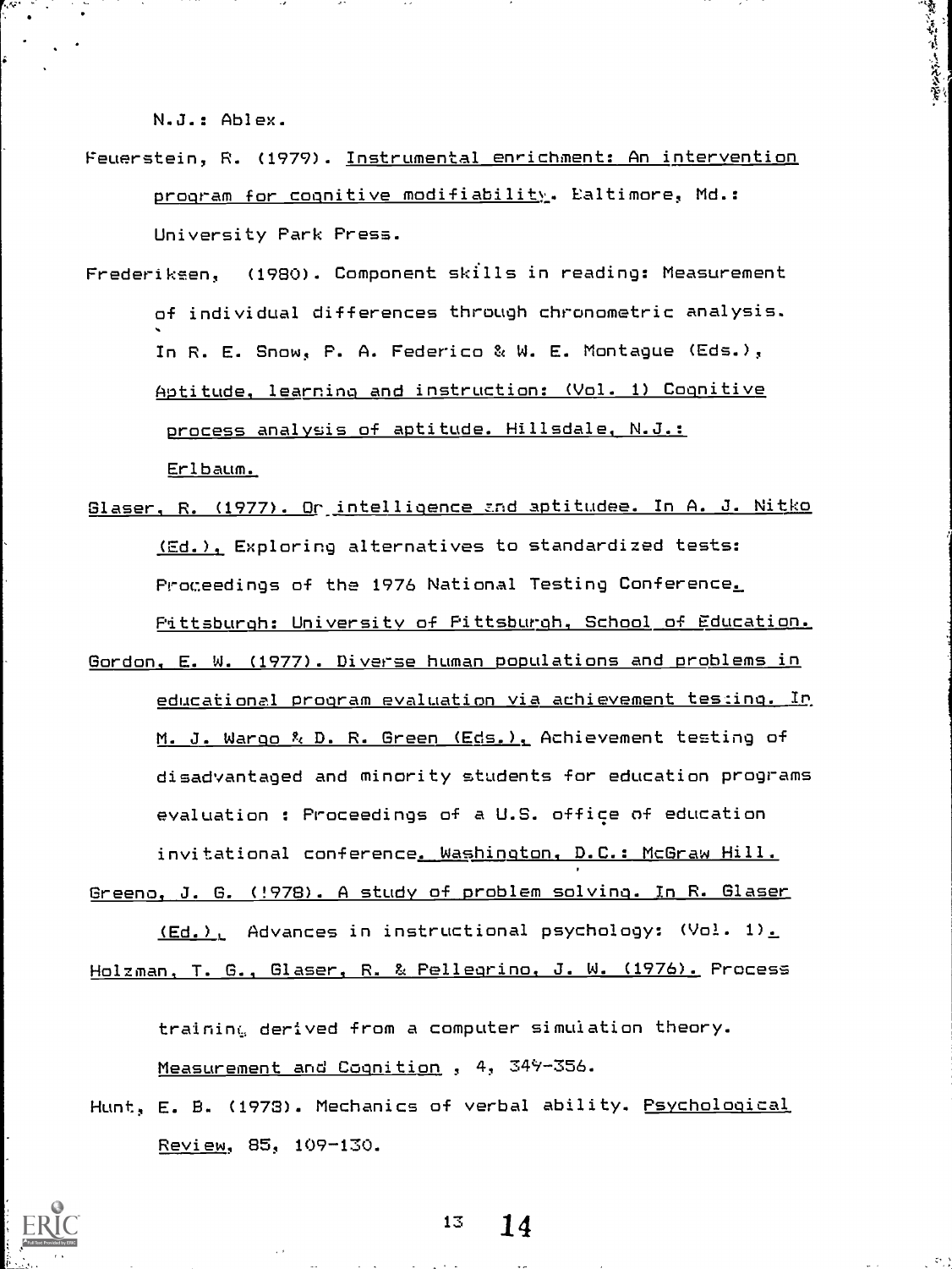N.J.: Ablex.

Feuerstein, R. (1979). Instrumental enrichment: An intervention program for cognitive modifiability. Baltimore, Md.: University Park Press.

Frederiksen, (1980). Component skills in reading: Measurement of individual differences through chronometric analysis. In R. E. Snow, P. A. Federico & W. E. Montague (Eds.), Aptitude, learning and instruction: (Vol. 1) Cognitive process analysis of aptitude. Hillsdale, N.J.: Erlbaum.

Glaser, R. (1977). On intelligence and aptitudee. In A. J. Nitko (Ed.), Exploring alternatives to standardized tests: Proceedings of the 1976 National Testing Conference. Pittsburgh: University of Pittsburgh, School of Education.

Gordon, E. W. (1977). Diverse human populations and problems in educational program evaluation via achievement testing. In M. J. Wargo & D. R. Green (Eds.), Achievement testing of disadvantaged and minority students for education programs evaluation : Proceedings of a U.S. office of education invitational conference. Washington, D.C.: McGraw Hill.

Greeno, J. G. (1978). A study of problem solving. In R. Glaser (Ed.), Advances in instructional psychology: (Vol. 1).

Holzman, T. G., Glaser, R. & Pellegrino, J. W. (1976). Process training derived from a computer simulation theory. Measurement and Cognition , 4, 349-356.

Hunt, E. B. (1978). Mechanics of verbal ability. Psychological Review, 85, 109-130.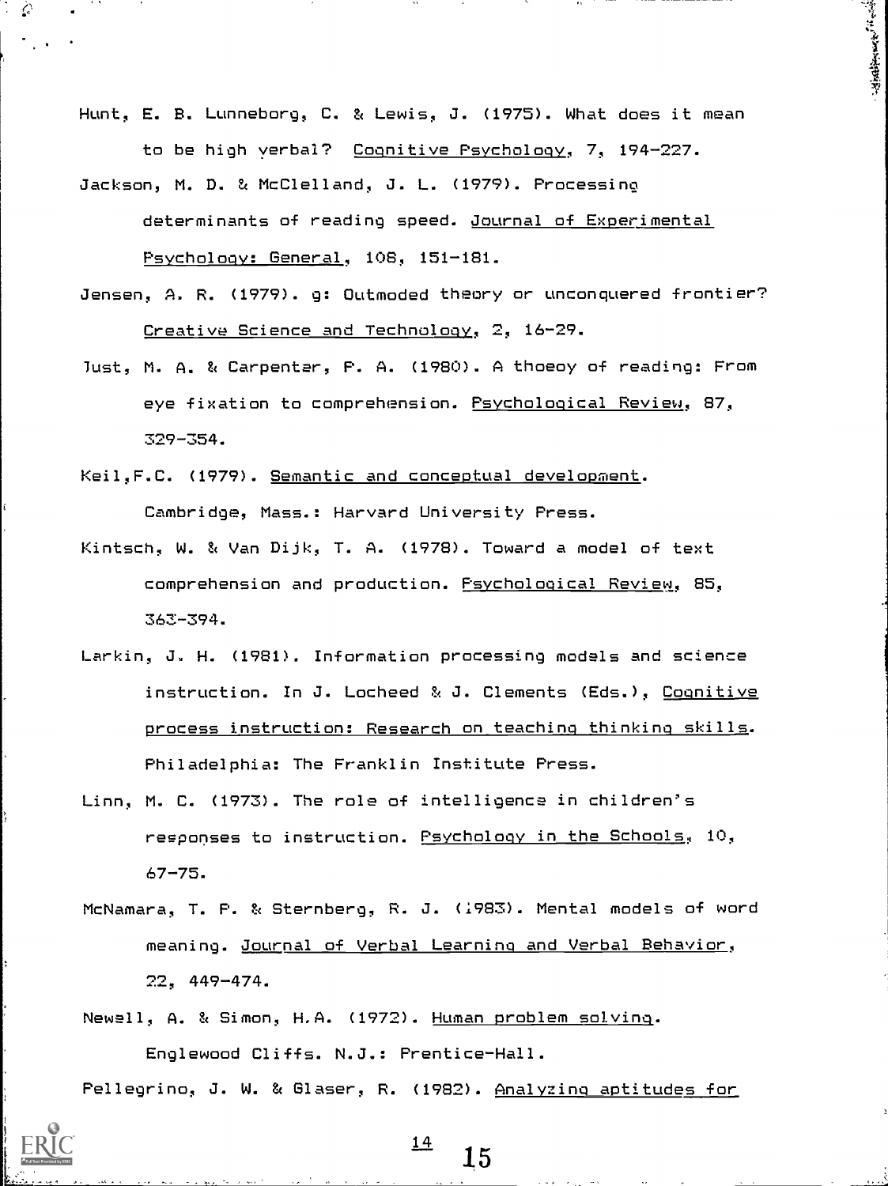Hunt, E. B. Lunneborg, C. & Lewis, J. (1975). What does it mean to be high verbal? Cognitive Psychology, 7, 194-227.

Jackson, M. D. & McClelland, J. L. (1979). Processing determinants of reading speed. Journal of Experimental Psychology: General, 108, 151-181.

Jensen, A. R. (1979). g: Outmoded theory or unconquered frontier? Creative Science and Technology, 2, 16-29.

Just, M. A. & Carpenter, P. A. (1980). A thoeoy of reading: From eye fixation to comprehension. Psychological Review, 87, 329-354.

Keil,F.C. (1979). Semantic and conceptual development. Cambridge, Mass.: Harvard University Press.

Kintsch, W. & Van Dijk, T. A. (1978). Toward a model of text comprehension and production. Psychological Review, 85, 363-394.

Larkin, J. H. (1981). Information processing models and science instruction. In J. Locheed & J. Clements (Eds.), Cognitive process instruction: Research on teaching thinking skills. Philadelphia: The Franklin Institute Press.

Linn, M. C. (1973). The role of intelligence in children's responses to instruction. Psychology in the Schools, 10, 67-75.

McNamara, T. P. & Sternberg, R. J. (1983). Mental models of word meaning. Journal of Verbal Learning and Verbal Behavior, 22, 449-474.

Newell, A. & Simon, H.A. (1972). Human problem solving. Englewood Cliffs. N.J.: Prentice-Hall.

Pellegrino, J. W. & Glaser, R. (1982). Analyzing aptitudes for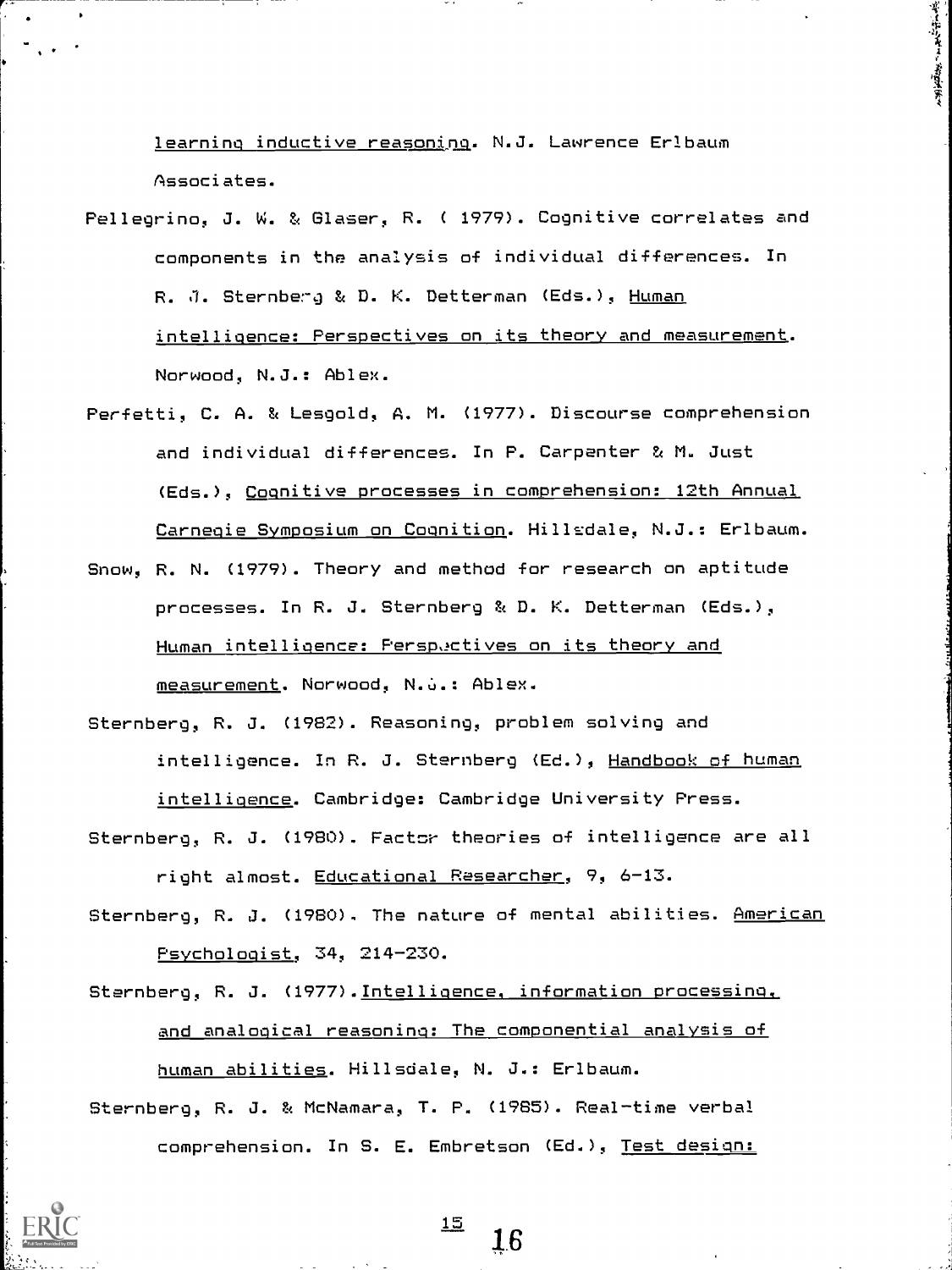learning inductive reasoning. N.J. Lawrence Erlbaum Associates.

Pellegrino, J. W. & Glaser, R. ( 1979). Cognitive correlates and components in the analysis of individual differences. In R. J. Sternberg & D. K. Detterman (Eds.), Human intelligence: Perspectives on its theory and measurement. Norwood, N.J.: Ablex.

Perfetti, C. A. & Lesgold, A. M. (1977). Discourse comprehension and individual differences. In P. Carpenter & M. Just (Eds.), Cognitive processes in comprehension: 12th Annual Carnegie Symposium on Cognition. Hillsdale, N.J.: Erlbaum.

Snow, R. N. (1979). Theory and method for research on aptitude processes. In R. J. Sternberg & D. K. Detterman (Eds.), Human intelligence: Perspectives on its theory and measurement. Norwood, N.J.: Ablex.

Sternberg, R. J. (1982). Reasoning, problem solving and intelligence. In R. J. Sternberg (Ed.), Handbook of human intelligence. Cambridge: Cambridge University Press.

Sternberg, R. J. (1980). Factor theories of intelligence are all right almost. Educational Researcher, 9, 6-13.

Sternberg, R. J. (1980). The nature of mental abilities. American Psychologist, 34, 214-230.

Sternberg, R. J. (1977). Intelligence, information processing, and analogical reasoning: The componential analysis of human abilities. Hillsdale, N. J.: Erlbaum.

Sternberg, R. J. & McNamara, T. P. (1985). Real-time verbal comprehension. In S. E. Embretson (Ed.), Test design: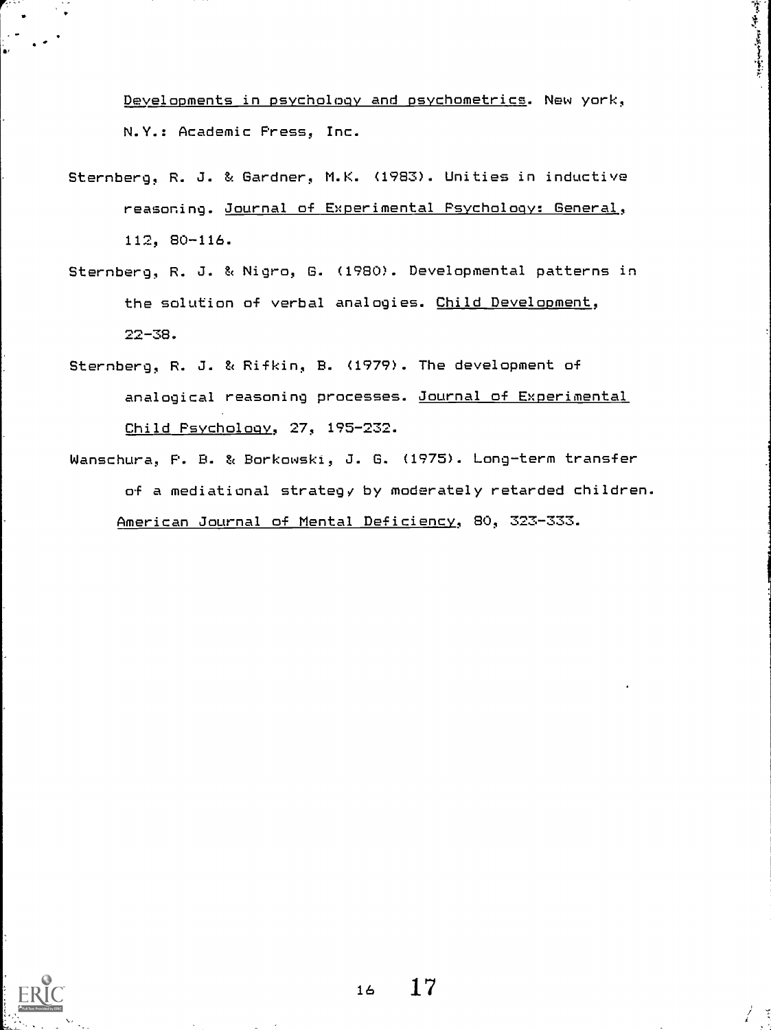Developments in psychology and psychometrics. New york, N.Y.: Academic Press, Inc.

Sternberg, R. J. & Gardner, M.K. (1983). Unities in inductive reasoning. Journal of Experimental Psychology: General, 112, 80-116.

Sternberg, R. J. & Nigro, G. (1980). Developmental patterns in the solution of verbal analogies. Child Development, 22-38.

Sternberg, R. J. & Rifkin, B. (1979). The development of analogical reasoning processes. Journal of Experimental Child Psychology, 27, 195-232.

Wanschura, P. B. & Borkowski, J. G. (1975). Long-term transfer of a mediational strategy by moderately retarded children. American Journal of Mental Deficiency, 80, 323-333.